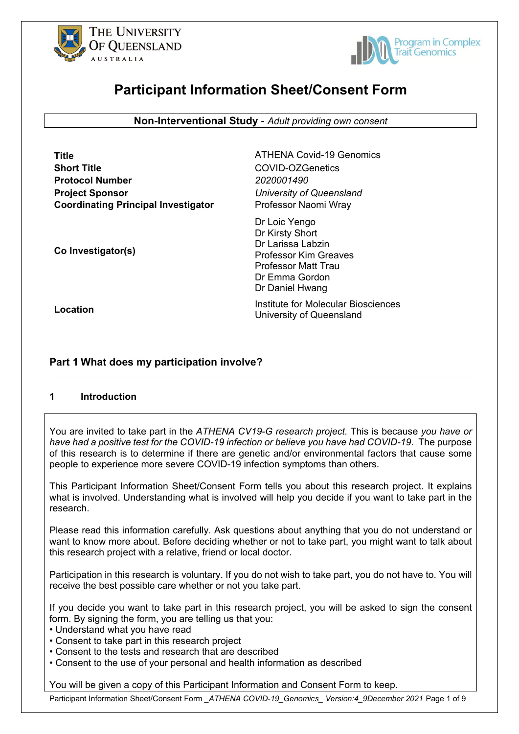THE UNIVERSITY OF QUEENSLAND AUSTRALIA

Program in Complex Trait Genomics

# Participant Information Sheet/Consent Form

**Non-Interventional Study** - *Adult providing own consent*

| | |
|---|---|
| **Title** | ATHENA Covid-19 Genomics |
| **Short Title** | COVID-OZGenetics |
| **Protocol Number** | *2020001490* |
| **Project Sponsor** | *University of Queensland* |
| **Coordinating Principal Investigator** | Professor Naomi Wray |
| **Co Investigator(s)** | Dr Loic Yengo<br>Dr Kirsty Short<br>Dr Larissa Labzin<br>Professor Kim Greaves<br>Professor Matt Trau<br>Dr Emma Gordon<br>Dr Daniel Hwang |
| **Location** | Institute for Molecular Biosciences<br>University of Queensland |

## Part 1 What does my participation involve?

### 1 Introduction

You are invited to take part in the *ATHENA CV19-G research project.* This is because *you have or have had a positive test for the COVID-19 infection or believe you have had COVID-19.* The purpose of this research is to determine if there are genetic and/or environmental factors that cause some people to experience more severe COVID-19 infection symptoms than others.

This Participant Information Sheet/Consent Form tells you about this research project. It explains what is involved. Understanding what is involved will help you decide if you want to take part in the research.

Please read this information carefully. Ask questions about anything that you do not understand or want to know more about. Before deciding whether or not to take part, you might want to talk about this research project with a relative, friend or local doctor.

Participation in this research is voluntary. If you do not wish to take part, you do not have to. You will receive the best possible care whether or not you take part.

If you decide you want to take part in this research project, you will be asked to sign the consent form. By signing the form, you are telling us that you:

- Understand what you have read
- Consent to take part in this research project
- Consent to the tests and research that are described
- Consent to the use of your personal and health information as described

You will be given a copy of this Participant Information and Consent Form to keep.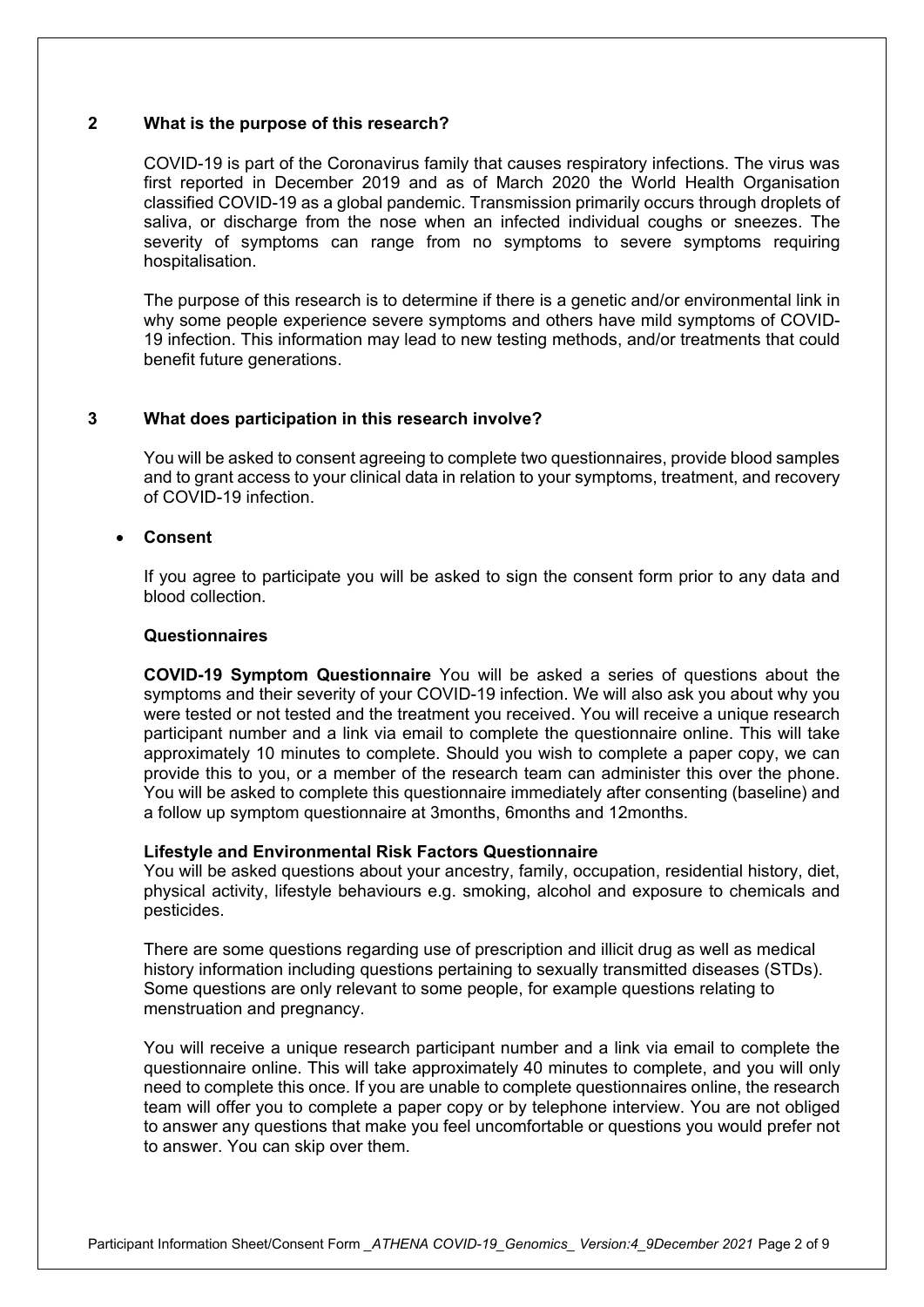## 2 What is the purpose of this research?

COVID-19 is part of the Coronavirus family that causes respiratory infections. The virus was first reported in December 2019 and as of March 2020 the World Health Organisation classified COVID-19 as a global pandemic. Transmission primarily occurs through droplets of saliva, or discharge from the nose when an infected individual coughs or sneezes. The severity of symptoms can range from no symptoms to severe symptoms requiring hospitalisation.

The purpose of this research is to determine if there is a genetic and/or environmental link in why some people experience severe symptoms and others have mild symptoms of COVID-19 infection. This information may lead to new testing methods, and/or treatments that could benefit future generations.

## 3 What does participation in this research involve?

You will be asked to consent agreeing to complete two questionnaires, provide blood samples and to grant access to your clinical data in relation to your symptoms, treatment, and recovery of COVID-19 infection.

- **Consent**

If you agree to participate you will be asked to sign the consent form prior to any data and blood collection.

**Questionnaires**

**COVID-19 Symptom Questionnaire** You will be asked a series of questions about the symptoms and their severity of your COVID-19 infection. We will also ask you about why you were tested or not tested and the treatment you received. You will receive a unique research participant number and a link via email to complete the questionnaire online. This will take approximately 10 minutes to complete. Should you wish to complete a paper copy, we can provide this to you, or a member of the research team can administer this over the phone. You will be asked to complete this questionnaire immediately after consenting (baseline) and a follow up symptom questionnaire at 3months, 6months and 12months.

**Lifestyle and Environmental Risk Factors Questionnaire**
You will be asked questions about your ancestry, family, occupation, residential history, diet, physical activity, lifestyle behaviours e.g. smoking, alcohol and exposure to chemicals and pesticides.

There are some questions regarding use of prescription and illicit drug as well as medical history information including questions pertaining to sexually transmitted diseases (STDs). Some questions are only relevant to some people, for example questions relating to menstruation and pregnancy.

You will receive a unique research participant number and a link via email to complete the questionnaire online. This will take approximately 40 minutes to complete, and you will only need to complete this once. If you are unable to complete questionnaires online, the research team will offer you to complete a paper copy or by telephone interview. You are not obliged to answer any questions that make you feel uncomfortable or questions you would prefer not to answer. You can skip over them.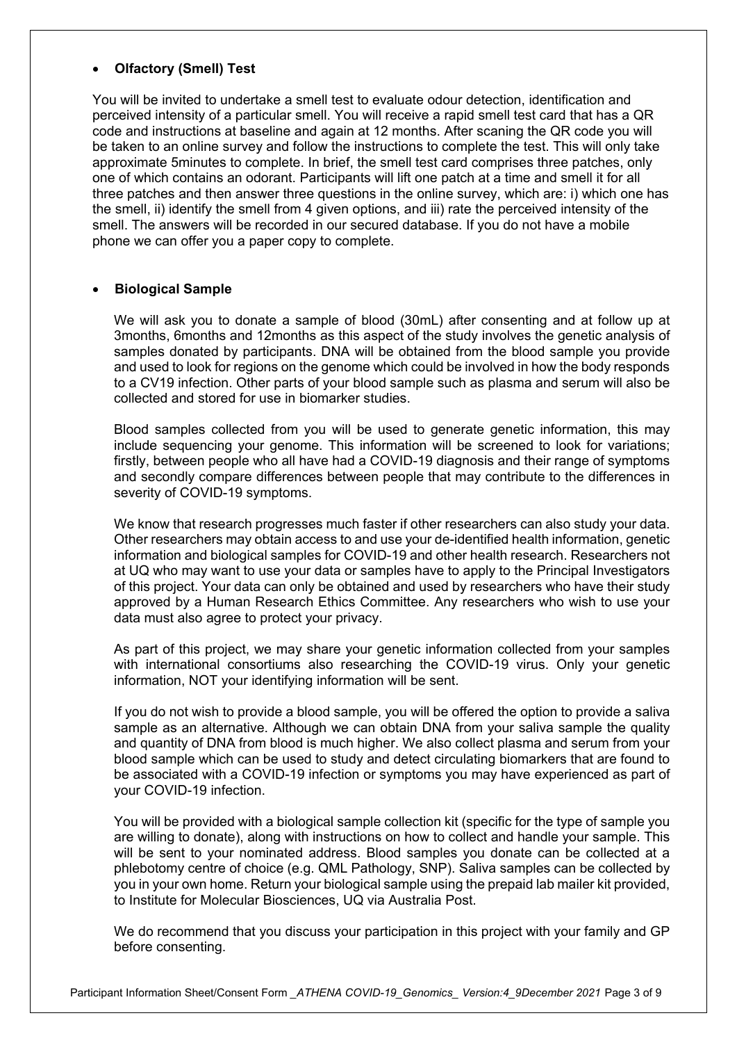- **Olfactory (Smell) Test**

You will be invited to undertake a smell test to evaluate odour detection, identification and perceived intensity of a particular smell. You will receive a rapid smell test card that has a QR code and instructions at baseline and again at 12 months. After scaning the QR code you will be taken to an online survey and follow the instructions to complete the test. This will only take approximate 5minutes to complete. In brief, the smell test card comprises three patches, only one of which contains an odorant. Participants will lift one patch at a time and smell it for all three patches and then answer three questions in the online survey, which are: i) which one has the smell, ii) identify the smell from 4 given options, and iii) rate the perceived intensity of the smell. The answers will be recorded in our secured database. If you do not have a mobile phone we can offer you a paper copy to complete.

- **Biological Sample**

  We will ask you to donate a sample of blood (30mL) after consenting and at follow up at 3months, 6months and 12months as this aspect of the study involves the genetic analysis of samples donated by participants. DNA will be obtained from the blood sample you provide and used to look for regions on the genome which could be involved in how the body responds to a CV19 infection. Other parts of your blood sample such as plasma and serum will also be collected and stored for use in biomarker studies.

  Blood samples collected from you will be used to generate genetic information, this may include sequencing your genome. This information will be screened to look for variations; firstly, between people who all have had a COVID-19 diagnosis and their range of symptoms and secondly compare differences between people that may contribute to the differences in severity of COVID-19 symptoms.

  We know that research progresses much faster if other researchers can also study your data. Other researchers may obtain access to and use your de-identified health information, genetic information and biological samples for COVID-19 and other health research. Researchers not at UQ who may want to use your data or samples have to apply to the Principal Investigators of this project. Your data can only be obtained and used by researchers who have their study approved by a Human Research Ethics Committee. Any researchers who wish to use your data must also agree to protect your privacy.

  As part of this project, we may share your genetic information collected from your samples with international consortiums also researching the COVID-19 virus. Only your genetic information, NOT your identifying information will be sent.

  If you do not wish to provide a blood sample, you will be offered the option to provide a saliva sample as an alternative. Although we can obtain DNA from your saliva sample the quality and quantity of DNA from blood is much higher. We also collect plasma and serum from your blood sample which can be used to study and detect circulating biomarkers that are found to be associated with a COVID-19 infection or symptoms you may have experienced as part of your COVID-19 infection.

  You will be provided with a biological sample collection kit (specific for the type of sample you are willing to donate), along with instructions on how to collect and handle your sample. This will be sent to your nominated address. Blood samples you donate can be collected at a phlebotomy centre of choice (e.g. QML Pathology, SNP). Saliva samples can be collected by you in your own home. Return your biological sample using the prepaid lab mailer kit provided, to Institute for Molecular Biosciences, UQ via Australia Post.

  We do recommend that you discuss your participation in this project with your family and GP before consenting.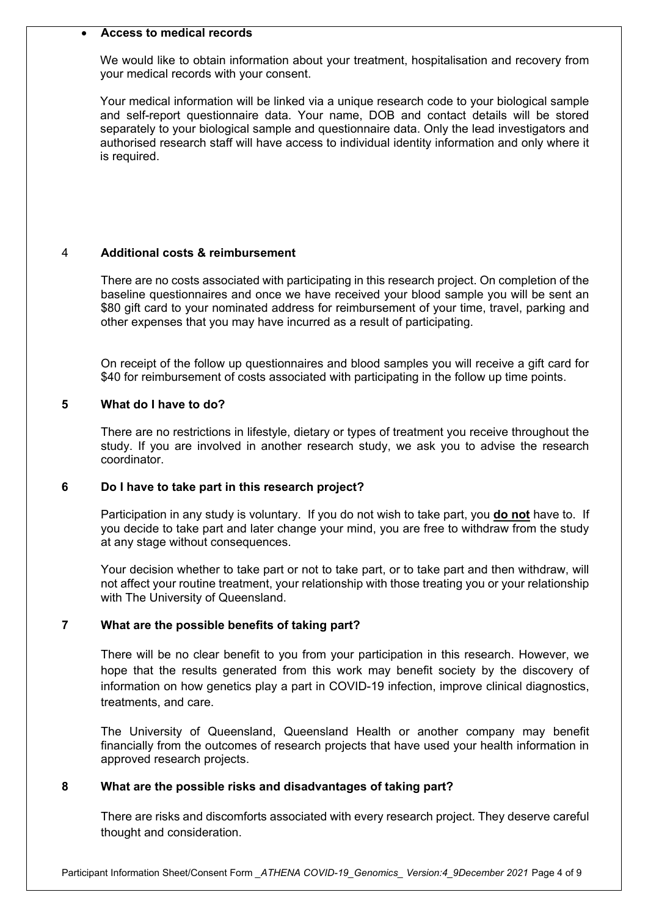- **Access to medical records**

  We would like to obtain information about your treatment, hospitalisation and recovery from your medical records with your consent.

  Your medical information will be linked via a unique research code to your biological sample and self-report questionnaire data. Your name, DOB and contact details will be stored separately to your biological sample and questionnaire data. Only the lead investigators and authorised research staff will have access to individual identity information and only where it is required.

## 4 Additional costs & reimbursement

There are no costs associated with participating in this research project. On completion of the baseline questionnaires and once we have received your blood sample you will be sent an $80 gift card to your nominated address for reimbursement of your time, travel, parking and other expenses that you may have incurred as a result of participating.

On receipt of the follow up questionnaires and blood samples you will receive a gift card for $40 for reimbursement of costs associated with participating in the follow up time points.

## 5 What do I have to do?

There are no restrictions in lifestyle, dietary or types of treatment you receive throughout the study. If you are involved in another research study, we ask you to advise the research coordinator.

## 6 Do I have to take part in this research project?

Participation in any study is voluntary. If you do not wish to take part, you **do not** have to. If you decide to take part and later change your mind, you are free to withdraw from the study at any stage without consequences.

Your decision whether to take part or not to take part, or to take part and then withdraw, will not affect your routine treatment, your relationship with those treating you or your relationship with The University of Queensland.

## 7 What are the possible benefits of taking part?

There will be no clear benefit to you from your participation in this research. However, we hope that the results generated from this work may benefit society by the discovery of information on how genetics play a part in COVID-19 infection, improve clinical diagnostics, treatments, and care.

The University of Queensland, Queensland Health or another company may benefit financially from the outcomes of research projects that have used your health information in approved research projects.

## 8 What are the possible risks and disadvantages of taking part?

There are risks and discomforts associated with every research project. They deserve careful thought and consideration.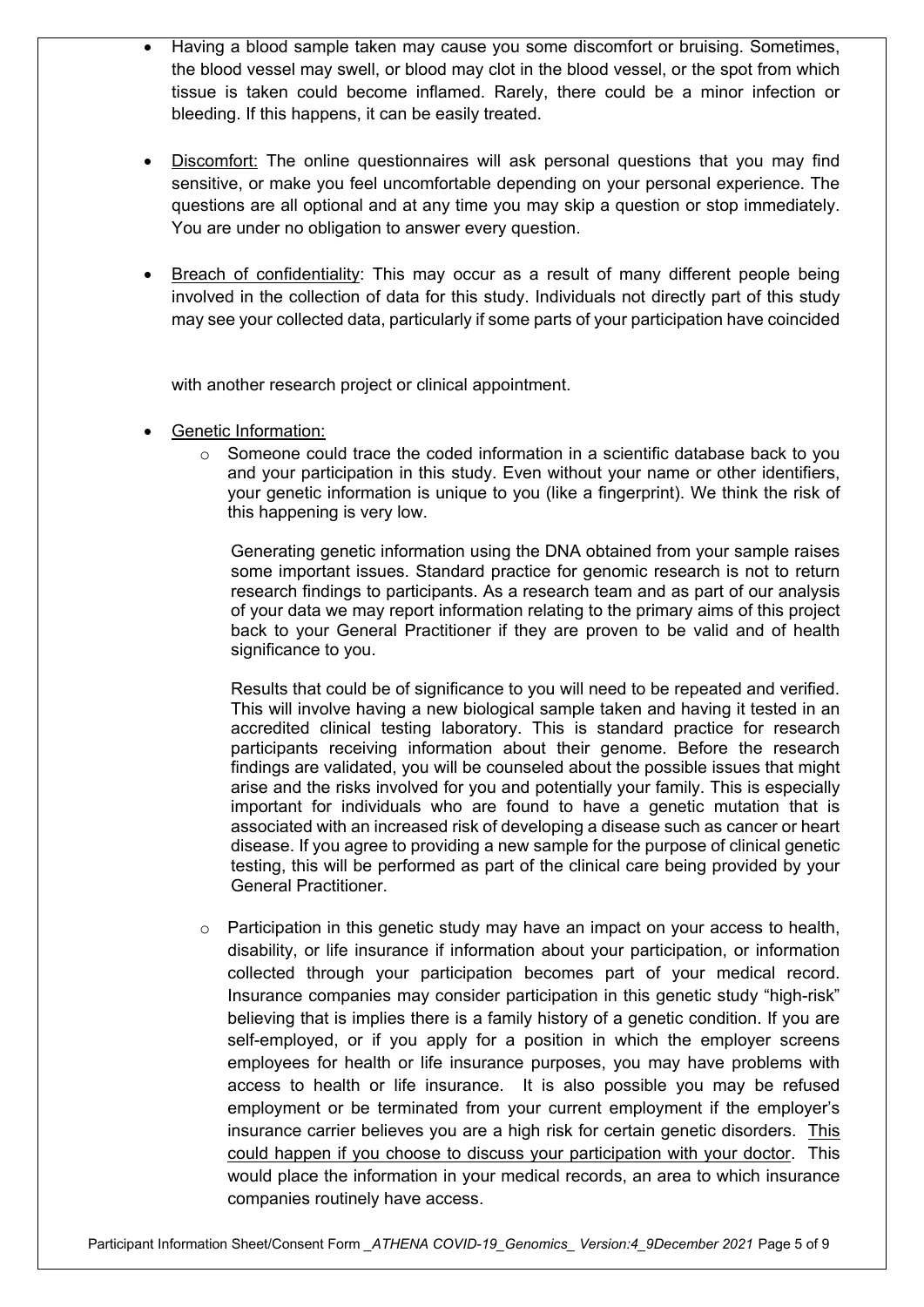- Having a blood sample taken may cause you some discomfort or bruising. Sometimes, the blood vessel may swell, or blood may clot in the blood vessel, or the spot from which tissue is taken could become inflamed. Rarely, there could be a minor infection or bleeding. If this happens, it can be easily treated.

- Discomfort: The online questionnaires will ask personal questions that you may find sensitive, or make you feel uncomfortable depending on your personal experience. The questions are all optional and at any time you may skip a question or stop immediately. You are under no obligation to answer every question.

- Breach of confidentiality: This may occur as a result of many different people being involved in the collection of data for this study. Individuals not directly part of this study may see your collected data, particularly if some parts of your participation have coincided with another research project or clinical appointment.

- Genetic Information:
  - Someone could trace the coded information in a scientific database back to you and your participation in this study. Even without your name or other identifiers, your genetic information is unique to you (like a fingerprint). We think the risk of this happening is very low.

    Generating genetic information using the DNA obtained from your sample raises some important issues. Standard practice for genomic research is not to return research findings to participants. As a research team and as part of our analysis of your data we may report information relating to the primary aims of this project back to your General Practitioner if they are proven to be valid and of health significance to you.

    Results that could be of significance to you will need to be repeated and verified. This will involve having a new biological sample taken and having it tested in an accredited clinical testing laboratory. This is standard practice for research participants receiving information about their genome. Before the research findings are validated, you will be counseled about the possible issues that might arise and the risks involved for you and potentially your family. This is especially important for individuals who are found to have a genetic mutation that is associated with an increased risk of developing a disease such as cancer or heart disease. If you agree to providing a new sample for the purpose of clinical genetic testing, this will be performed as part of the clinical care being provided by your General Practitioner.

  - Participation in this genetic study may have an impact on your access to health, disability, or life insurance if information about your participation, or information collected through your participation becomes part of your medical record. Insurance companies may consider participation in this genetic study "high-risk" believing that is implies there is a family history of a genetic condition. If you are self-employed, or if you apply for a position in which the employer screens employees for health or life insurance purposes, you may have problems with access to health or life insurance. It is also possible you may be refused employment or be terminated from your current employment if the employer's insurance carrier believes you are a high risk for certain genetic disorders. This could happen if you choose to discuss your participation with your doctor. This would place the information in your medical records, an area to which insurance companies routinely have access.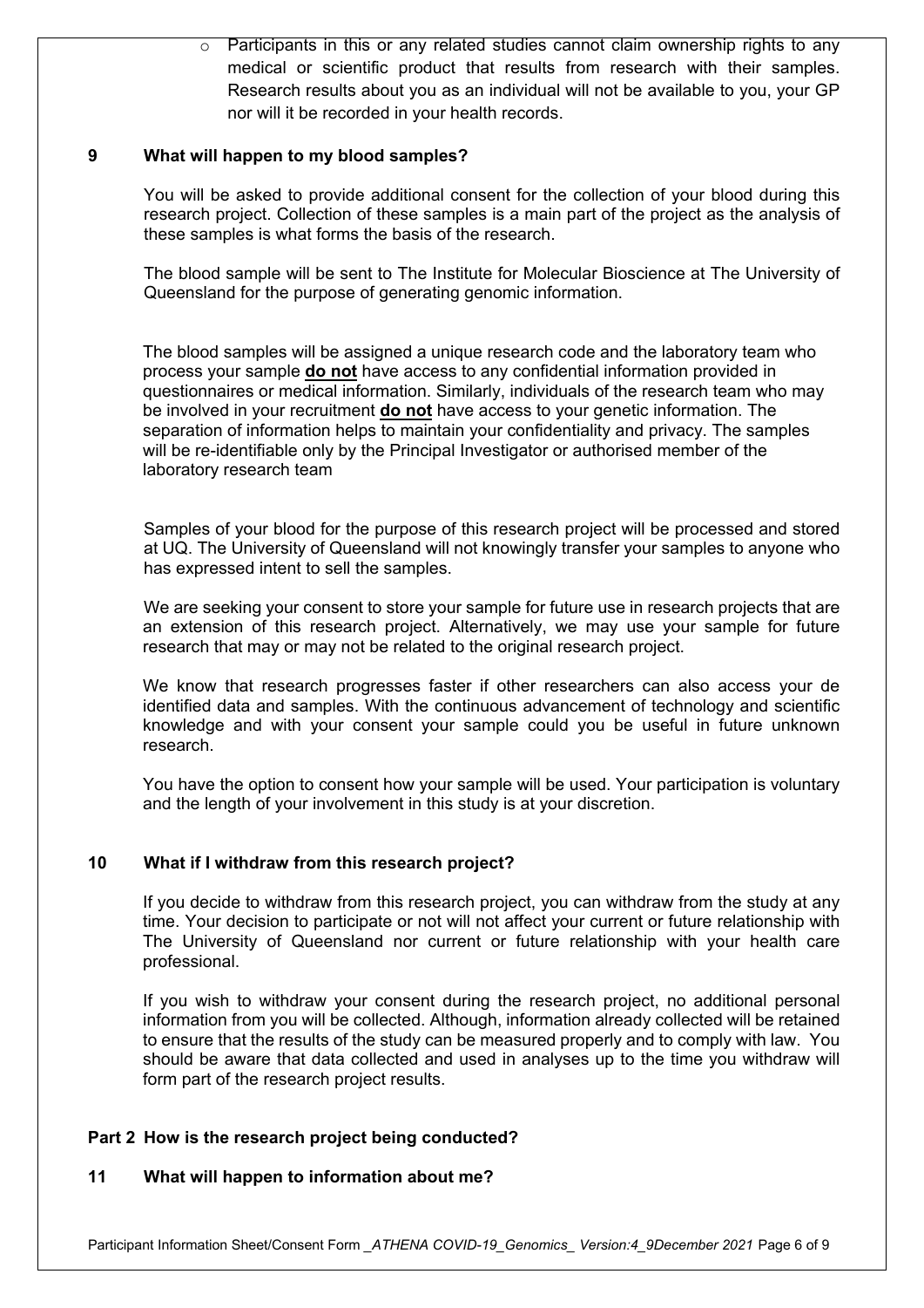- Participants in this or any related studies cannot claim ownership rights to any medical or scientific product that results from research with their samples. Research results about you as an individual will not be available to you, your GP nor will it be recorded in your health records.

## 9 What will happen to my blood samples?

You will be asked to provide additional consent for the collection of your blood during this research project. Collection of these samples is a main part of the project as the analysis of these samples is what forms the basis of the research.

The blood sample will be sent to The Institute for Molecular Bioscience at The University of Queensland for the purpose of generating genomic information.

The blood samples will be assigned a unique research code and the laboratory team who process your sample **do not** have access to any confidential information provided in questionnaires or medical information. Similarly, individuals of the research team who may be involved in your recruitment **do not** have access to your genetic information. The separation of information helps to maintain your confidentiality and privacy. The samples will be re-identifiable only by the Principal Investigator or authorised member of the laboratory research team

Samples of your blood for the purpose of this research project will be processed and stored at UQ. The University of Queensland will not knowingly transfer your samples to anyone who has expressed intent to sell the samples.

We are seeking your consent to store your sample for future use in research projects that are an extension of this research project. Alternatively, we may use your sample for future research that may or may not be related to the original research project.

We know that research progresses faster if other researchers can also access your de identified data and samples. With the continuous advancement of technology and scientific knowledge and with your consent your sample could you be useful in future unknown research.

You have the option to consent how your sample will be used. Your participation is voluntary and the length of your involvement in this study is at your discretion.

## 10 What if I withdraw from this research project?

If you decide to withdraw from this research project, you can withdraw from the study at any time. Your decision to participate or not will not affect your current or future relationship with The University of Queensland nor current or future relationship with your health care professional.

If you wish to withdraw your consent during the research project, no additional personal information from you will be collected. Although, information already collected will be retained to ensure that the results of the study can be measured properly and to comply with law. You should be aware that data collected and used in analyses up to the time you withdraw will form part of the research project results.

# Part 2 How is the research project being conducted?

## 11 What will happen to information about me?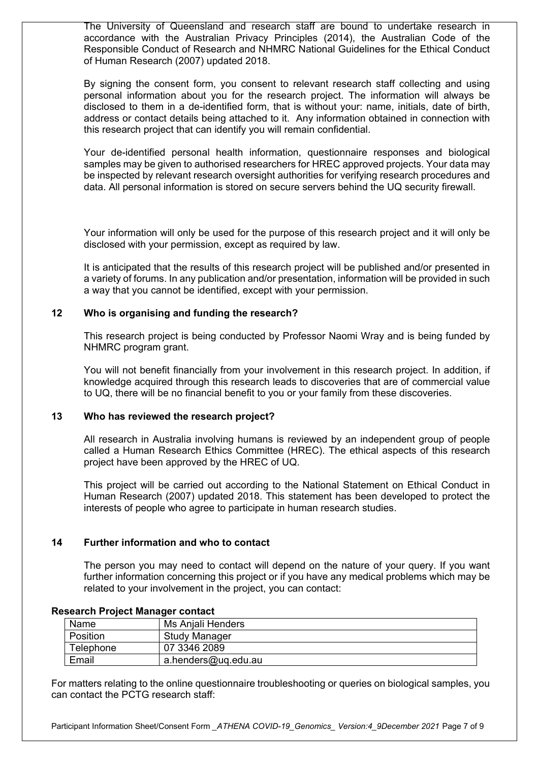The University of Queensland and research staff are bound to undertake research in accordance with the Australian Privacy Principles (2014), the Australian Code of the Responsible Conduct of Research and NHMRC National Guidelines for the Ethical Conduct of Human Research (2007) updated 2018.

By signing the consent form, you consent to relevant research staff collecting and using personal information about you for the research project. The information will always be disclosed to them in a de-identified form, that is without your: name, initials, date of birth, address or contact details being attached to it. Any information obtained in connection with this research project that can identify you will remain confidential.

Your de-identified personal health information, questionnaire responses and biological samples may be given to authorised researchers for HREC approved projects. Your data may be inspected by relevant research oversight authorities for verifying research procedures and data. All personal information is stored on secure servers behind the UQ security firewall.

Your information will only be used for the purpose of this research project and it will only be disclosed with your permission, except as required by law.

It is anticipated that the results of this research project will be published and/or presented in a variety of forums. In any publication and/or presentation, information will be provided in such a way that you cannot be identified, except with your permission.

## 12 Who is organising and funding the research?

This research project is being conducted by Professor Naomi Wray and is being funded by NHMRC program grant.

You will not benefit financially from your involvement in this research project. In addition, if knowledge acquired through this research leads to discoveries that are of commercial value to UQ, there will be no financial benefit to you or your family from these discoveries.

## 13 Who has reviewed the research project?

All research in Australia involving humans is reviewed by an independent group of people called a Human Research Ethics Committee (HREC). The ethical aspects of this research project have been approved by the HREC of UQ.

This project will be carried out according to the National Statement on Ethical Conduct in Human Research (2007) updated 2018. This statement has been developed to protect the interests of people who agree to participate in human research studies.

## 14 Further information and who to contact

The person you may need to contact will depend on the nature of your query. If you want further information concerning this project or if you have any medical problems which may be related to your involvement in the project, you can contact:

**Research Project Manager contact**

| Name | Ms Anjali Henders |
|---|---|
| Position | Study Manager |
| Telephone | 07 3346 2089 |
| Email | a.henders@uq.edu.au |

For matters relating to the online questionnaire troubleshooting or queries on biological samples, you can contact the PCTG research staff: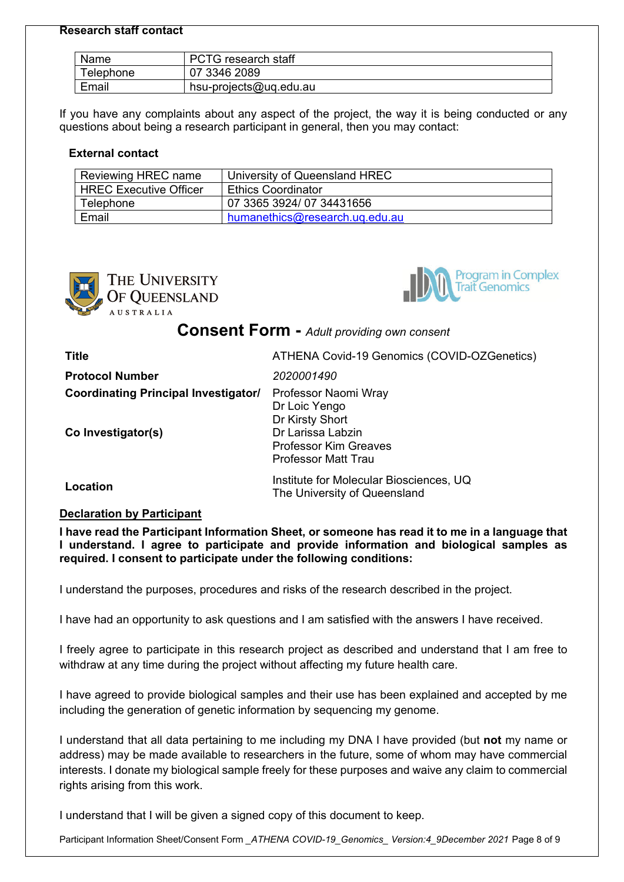**Research staff contact**

| Name | PCTG research staff |
|---|---|
| Telephone | 07 3346 2089 |
| Email | hsu-projects@uq.edu.au |

If you have any complaints about any aspect of the project, the way it is being conducted or any questions about being a research participant in general, then you may contact:

**External contact**

| Reviewing HREC name | University of Queensland HREC |
|---|---|
| HREC Executive Officer | Ethics Coordinator |
| Telephone | 07 3365 3924/ 07 34431656 |
| Email | humanethics@research.uq.edu.au |

THE UNIVERSITY OF QUEENSLAND AUSTRALIA

Program in Complex Trait Genomics

# Consent Form - *Adult providing own consent*

| | |
|---|---|
| **Title** | ATHENA Covid-19 Genomics (COVID-OZGenetics) |
| **Protocol Number** | *2020001490* |
| **Coordinating Principal Investigator/** | Professor Naomi Wray |
| | Dr Loic Yengo |
| | Dr Kirsty Short |
| **Co Investigator(s)** | Dr Larissa Labzin |
| | Professor Kim Greaves |
| | Professor Matt Trau |
| **Location** | Institute for Molecular Biosciences, UQ<br>The University of Queensland |

**Declaration by Participant**

**I have read the Participant Information Sheet, or someone has read it to me in a language that I understand. I agree to participate and provide information and biological samples as required. I consent to participate under the following conditions:**

I understand the purposes, procedures and risks of the research described in the project.

I have had an opportunity to ask questions and I am satisfied with the answers I have received.

I freely agree to participate in this research project as described and understand that I am free to withdraw at any time during the project without affecting my future health care.

I have agreed to provide biological samples and their use has been explained and accepted by me including the generation of genetic information by sequencing my genome.

I understand that all data pertaining to me including my DNA I have provided (but **not** my name or address) may be made available to researchers in the future, some of whom may have commercial interests. I donate my biological sample freely for these purposes and waive any claim to commercial rights arising from this work.

I understand that I will be given a signed copy of this document to keep.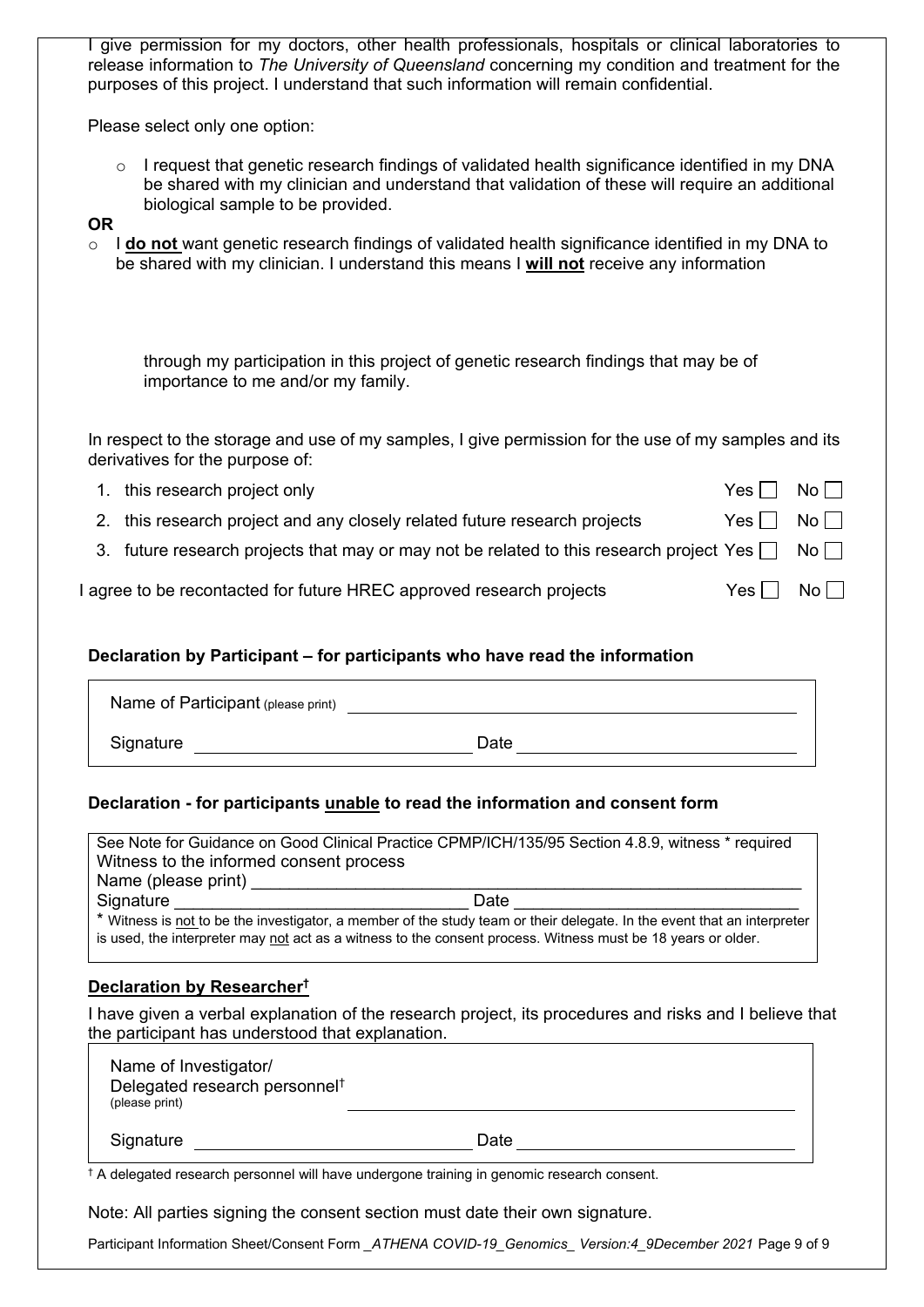I give permission for my doctors, other health professionals, hospitals or clinical laboratories to release information to *The University of Queensland* concerning my condition and treatment for the purposes of this project. I understand that such information will remain confidential.

Please select only one option:

- ○ I request that genetic research findings of validated health significance identified in my DNA be shared with my clinician and understand that validation of these will require an additional biological sample to be provided.

**OR**

- ○ I **do not** want genetic research findings of validated health significance identified in my DNA to be shared with my clinician. I understand this means I **will not** receive any information through my participation in this project of genetic research findings that may be of importance to me and/or my family.

In respect to the storage and use of my samples, I give permission for the use of my samples and its derivatives for the purpose of:

1. this research project only Yes ☐ No ☐
2. this research project and any closely related future research projects Yes ☐ No ☐
3. future research projects that may or may not be related to this research project Yes ☐ No ☐

I agree to be recontacted for future HREC approved research projects Yes ☐ No ☐

### Declaration by Participant – for participants who have read the information

Name of Participant (please print) ______________________________

Signature ______________________________ Date ______________________________

### Declaration - for participants unable to read the information and consent form

See Note for Guidance on Good Clinical Practice CPMP/ICH/135/95 Section 4.8.9, witness * required

Witness to the informed consent process

Name (please print) ______________________________

Signature ______________________________ Date ______________________________

* Witness is not to be the investigator, a member of the study team or their delegate. In the event that an interpreter is used, the interpreter may not act as a witness to the consent process. Witness must be 18 years or older.

### Declaration by Researcher†

I have given a verbal explanation of the research project, its procedures and risks and I believe that the participant has understood that explanation.

Name of Investigator/
Delegated research personnel†
(please print) ______________________________

Signature ______________________________ Date ______________________________

† A delegated research personnel will have undergone training in genomic research consent.

Note: All parties signing the consent section must date their own signature.

Participant Information Sheet/Consent Form _*ATHENA COVID-19_Genomics_ Version:4_9December 2021*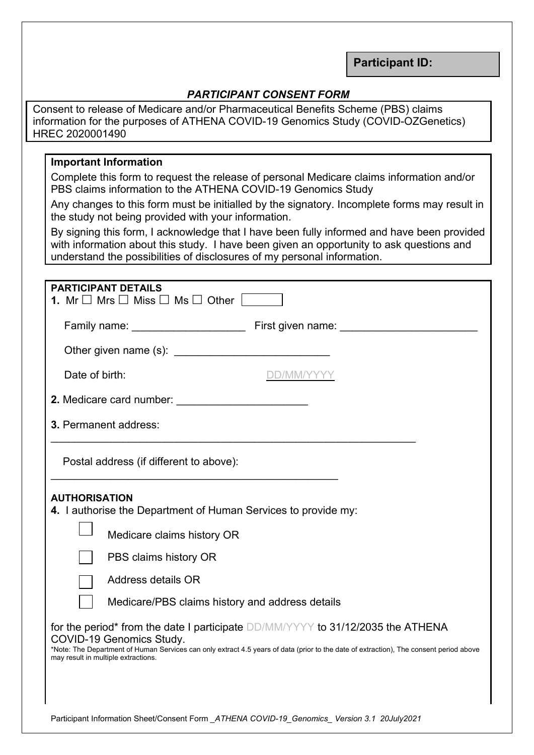**Participant ID:**

### *PARTICIPANT CONSENT FORM*

Consent to release of Medicare and/or Pharmaceutical Benefits Scheme (PBS) claims information for the purposes of ATHENA COVID-19 Genomics Study (COVID-OZGenetics) HREC 2020001490

**Important Information**

Complete this form to request the release of personal Medicare claims information and/or PBS claims information to the ATHENA COVID-19 Genomics Study

Any changes to this form must be initialled by the signatory. Incomplete forms may result in the study not being provided with your information.

By signing this form, I acknowledge that I have been fully informed and have been provided with information about this study. I have been given an opportunity to ask questions and understand the possibilities of disclosures of my personal information.

**PARTICIPANT DETAILS**

**1.** Mr ☐ Mrs ☐ Miss ☐ Ms ☐ Other ☐

Family name: ___________________ First given name: _______________________

Other given name (s): __________________________

Date of birth: DD/MM/YYYY

**2.** Medicare card number: ______________________

**3.** Permanent address:

______________________________________________________________

Postal address (if different to above):

________________________________________________

**AUTHORISATION**

**4.** I authorise the Department of Human Services to provide my:

☐ Medicare claims history OR

☐ PBS claims history OR

☐ Address details OR

☐ Medicare/PBS claims history and address details

for the period* from the date I participate DD/MM/YYYY to 31/12/2035 the ATHENA COVID-19 Genomics Study.

*Note: The Department of Human Services can only extract 4.5 years of data (prior to the date of extraction), The consent period above may result in multiple extractions.

Participant Information Sheet/Consent Form _*ATHENA COVID-19_Genomics_* Version 3.1 20July2021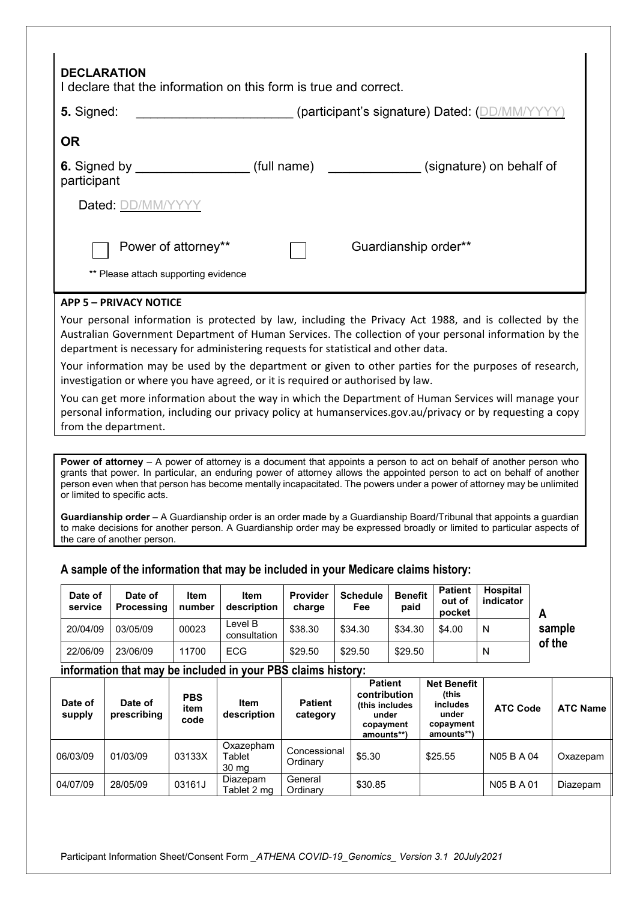**DECLARATION**

I declare that the information on this form is true and correct.

**5.** Signed: ______________________ (participant's signature) Dated: (DD/MM/YYYY)

**OR**

**6.** Signed by ________________ (full name) _____________ (signature) on behalf of participant

Dated: DD/MM/YYYY

☐ Power of attorney** ☐ Guardianship order**

** Please attach supporting evidence

**APP 5 – PRIVACY NOTICE**

Your personal information is protected by law, including the Privacy Act 1988, and is collected by the Australian Government Department of Human Services. The collection of your personal information by the department is necessary for administering requests for statistical and other data.

Your information may be used by the department or given to other parties for the purposes of research, investigation or where you have agreed, or it is required or authorised by law.

You can get more information about the way in which the Department of Human Services will manage your personal information, including our privacy policy at humanservices.gov.au/privacy or by requesting a copy from the department.

**Power of attorney** – A power of attorney is a document that appoints a person to act on behalf of another person who grants that power. In particular, an enduring power of attorney allows the appointed person to act on behalf of another person even when that person has become mentally incapacitated. The powers under a power of attorney may be unlimited or limited to specific acts.

**Guardianship order** – A Guardianship order is an order made by a Guardianship Board/Tribunal that appoints a guardian to make decisions for another person. A Guardianship order may be expressed broadly or limited to particular aspects of the care of another person.

**A sample of the information that may be included in your Medicare claims history:**

| Date of service | Date of Processing | Item number | Item description | Provider charge | Schedule Fee | Benefit paid | Patient out of pocket | Hospital indicator |
|---|---|---|---|---|---|---|---|---|
| 20/04/09 | 03/05/09 | 00023 | Level B consultation | $38.30 | $34.30 | $34.30 | $4.00 | N |
| 22/06/09 | 23/06/09 | 11700 | ECG | $29.50 | $29.50 | $29.50 | | N |

**A sample of the information that may be included in your PBS claims history:**

| Date of supply | Date of prescribing | PBS item code | Item description | Patient category | Patient contribution (this includes under copayment amounts**) | Net Benefit (this includes under copayment amounts**) | ATC Code | ATC Name |
|---|---|---|---|---|---|---|---|---|
| 06/03/09 | 01/03/09 | 03133X | Oxazepham Tablet 30 mg | Concessional Ordinary | $5.30 | $25.55 | N05 B A 04 | Oxazepam |
| 04/07/09 | 28/05/09 | 03161J | Diazepam Tablet 2 mg | General Ordinary | $30.85 | | N05 B A 01 | Diazepam |

Participant Information Sheet/Consent Form _ATHENA COVID-19_Genomics_ Version 3.1 20July2021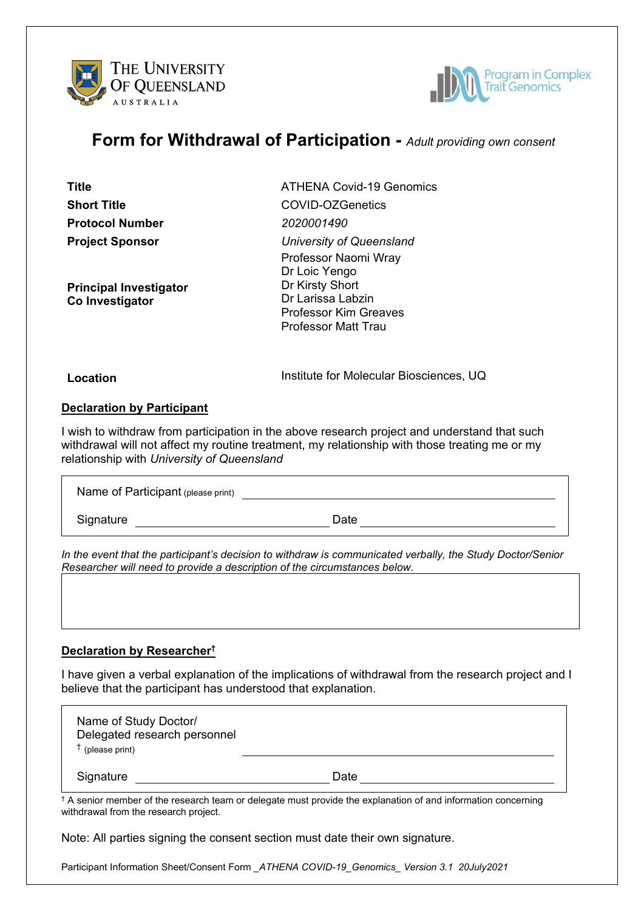THE UNIVERSITY OF QUEENSLAND
AUSTRALIA

Program in Complex Trait Genomics

# Form for Withdrawal of Participation - *Adult providing own consent*

| | |
|---|---|
| **Title** | ATHENA Covid-19 Genomics |
| **Short Title** | COVID-OZGenetics |
| **Protocol Number** | *2020001490* |
| **Project Sponsor** | *University of Queensland* |
| **Principal Investigator**<br>**Co Investigator** | Professor Naomi Wray<br>Dr Loic Yengo<br>Dr Kirsty Short<br>Dr Larissa Labzin<br>Professor Kim Greaves<br>Professor Matt Trau |
| **Location** | Institute for Molecular Biosciences, UQ |

## Declaration by Participant

I wish to withdraw from participation in the above research project and understand that such withdrawal will not affect my routine treatment, my relationship with those treating me or my relationship with *University of Queensland*

Name of Participant (please print) ____________________

Signature ____________________ Date ____________________

*In the event that the participant's decision to withdraw is communicated verbally, the Study Doctor/Senior Researcher will need to provide a description of the circumstances below.*

| |
|---|
| |

## Declaration by Researcher†

I have given a verbal explanation of the implications of withdrawal from the research project and I believe that the participant has understood that explanation.

Name of Study Doctor/
Delegated research personnel
† (please print) ____________________

Signature ____________________ Date ____________________

† A senior member of the research team or delegate must provide the explanation of and information concerning withdrawal from the research project.

Note: All parties signing the consent section must date their own signature.

Participant Information Sheet/Consent Form _*ATHENA COVID-19_Genomics_ Version 3.1 20July2021*